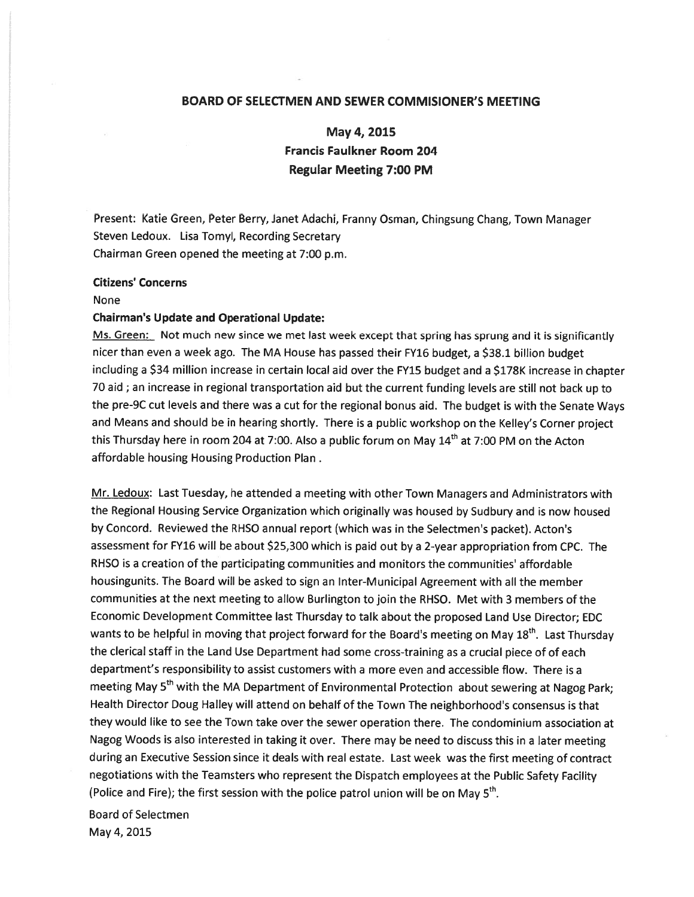## BOARD OF SELECTMEN AND SEWER COMMISIONER'S MEETING

### May 4, 2015
### Francis Faulkner Room 204
### Regular Meeting 7:00 PM

Present: Katie Green, Peter Berry, Janet Adachi, Franny Osman, Chingsung Chang, Town Manager Steven Ledoux. Lisa Tomyl, Recording Secretary
Chairman Green opened the meeting at 7:00 p.m.

**Citizens' Concerns**

None

**Chairman's Update and Operational Update:**

Ms. Green: Not much new since we met last week except that spring has sprung and it is significantly nicer than even a week ago. The MA House has passed their FY16 budget, a $38.1 billion budget including a $34 million increase in certain local aid over the FY15 budget and a $178K increase in chapter 70 aid ; an increase in regional transportation aid but the current funding levels are still not back up to the pre-9C cut levels and there was a cut for the regional bonus aid. The budget is with the Senate Ways and Means and should be in hearing shortly. There is a public workshop on the Kelley's Corner project this Thursday here in room 204 at 7:00. Also a public forum on May 14th at 7:00 PM on the Acton affordable housing Housing Production Plan .

Mr. Ledoux: Last Tuesday, he attended a meeting with other Town Managers and Administrators with the Regional Housing Service Organization which originally was housed by Sudbury and is now housed by Concord. Reviewed the RHSO annual report (which was in the Selectmen's packet). Acton's assessment for FY16 will be about $25,300 which is paid out by a 2-year appropriation from CPC. The RHSO is a creation of the participating communities and monitors the communities' affordable housingunits. The Board will be asked to sign an Inter-Municipal Agreement with all the member communities at the next meeting to allow Burlington to join the RHSO. Met with 3 members of the Economic Development Committee last Thursday to talk about the proposed Land Use Director; EDC wants to be helpful in moving that project forward for the Board's meeting on May 18th. Last Thursday the clerical staff in the Land Use Department had some cross-training as a crucial piece of of each department's responsibility to assist customers with a more even and accessible flow. There is a meeting May 5th with the MA Department of Environmental Protection about sewering at Nagog Park; Health Director Doug Halley will attend on behalf of the Town The neighborhood's consensus is that they would like to see the Town take over the sewer operation there. The condominium association at Nagog Woods is also interested in taking it over. There may be need to discuss this in a later meeting during an Executive Session since it deals with real estate. Last week was the first meeting of contract negotiations with the Teamsters who represent the Dispatch employees at the Public Safety Facility (Police and Fire); the first session with the police patrol union will be on May 5th.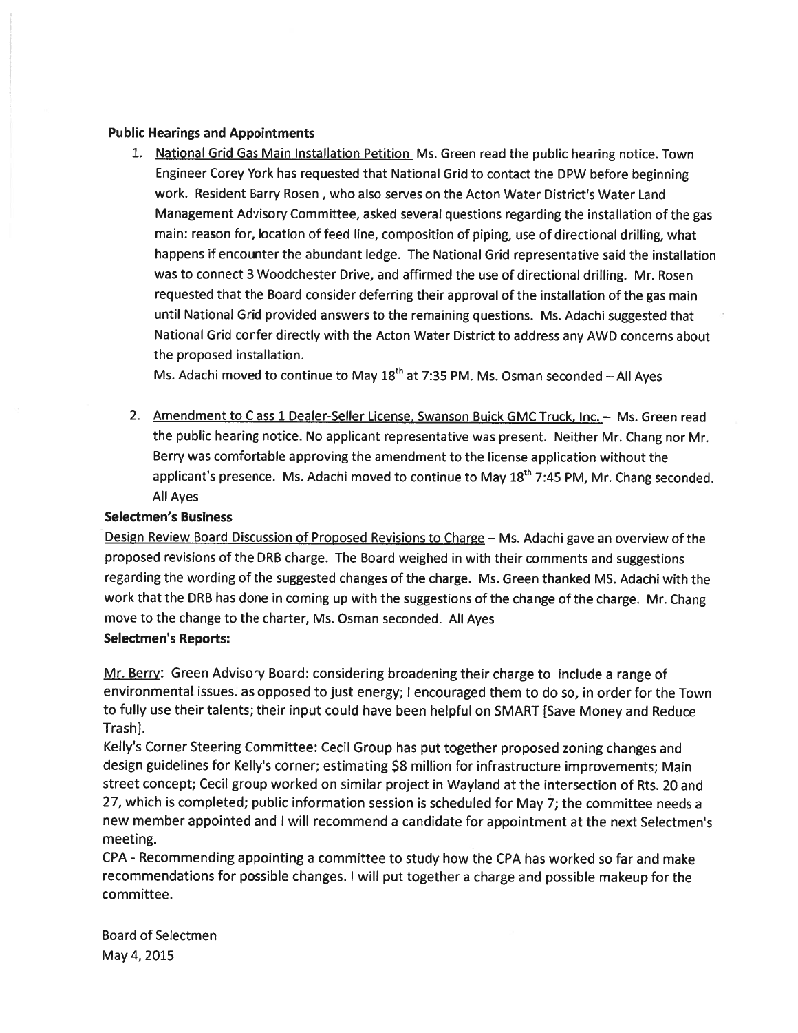**Public Hearings and Appointments**

1. National Grid Gas Main Installation Petition Ms. Green read the public hearing notice. Town Engineer Corey York has requested that National Grid to contact the DPW before beginning work. Resident Barry Rosen , who also serves on the Acton Water District's Water Land Management Advisory Committee, asked several questions regarding the installation of the gas main: reason for, location of feed line, composition of piping, use of directional drilling, what happens if encounter the abundant ledge. The National Grid representative said the installation was to connect 3 Woodchester Drive, and affirmed the use of directional drilling. Mr. Rosen requested that the Board consider deferring their approval of the installation of the gas main until National Grid provided answers to the remaining questions. Ms. Adachi suggested that National Grid confer directly with the Acton Water District to address any AWD concerns about the proposed installation.

   Ms. Adachi moved to continue to May 18th at 7:35 PM. Ms. Osman seconded – All Ayes

2. Amendment to Class 1 Dealer-Seller License, Swanson Buick GMC Truck, Inc. – Ms. Green read the public hearing notice. No applicant representative was present. Neither Mr. Chang nor Mr. Berry was comfortable approving the amendment to the license application without the applicant's presence. Ms. Adachi moved to continue to May 18th 7:45 PM, Mr. Chang seconded. All Ayes

**Selectmen's Business**

Design Review Board Discussion of Proposed Revisions to Charge – Ms. Adachi gave an overview of the proposed revisions of the DRB charge. The Board weighed in with their comments and suggestions regarding the wording of the suggested changes of the charge. Ms. Green thanked MS. Adachi with the work that the DRB has done in coming up with the suggestions of the change of the charge. Mr. Chang move to the change to the charter, Ms. Osman seconded. All Ayes

**Selectmen's Reports:**

Mr. Berry: Green Advisory Board: considering broadening their charge to include a range of environmental issues. as opposed to just energy; I encouraged them to do so, in order for the Town to fully use their talents; their input could have been helpful on SMART [Save Money and Reduce Trash].

Kelly's Corner Steering Committee: Cecil Group has put together proposed zoning changes and design guidelines for Kelly's corner; estimating $8 million for infrastructure improvements; Main street concept; Cecil group worked on similar project in Wayland at the intersection of Rts. 20 and 27, which is completed; public information session is scheduled for May 7; the committee needs a new member appointed and I will recommend a candidate for appointment at the next Selectmen's meeting.

CPA - Recommending appointing a committee to study how the CPA has worked so far and make recommendations for possible changes. I will put together a charge and possible makeup for the committee.

Board of Selectmen
May 4, 2015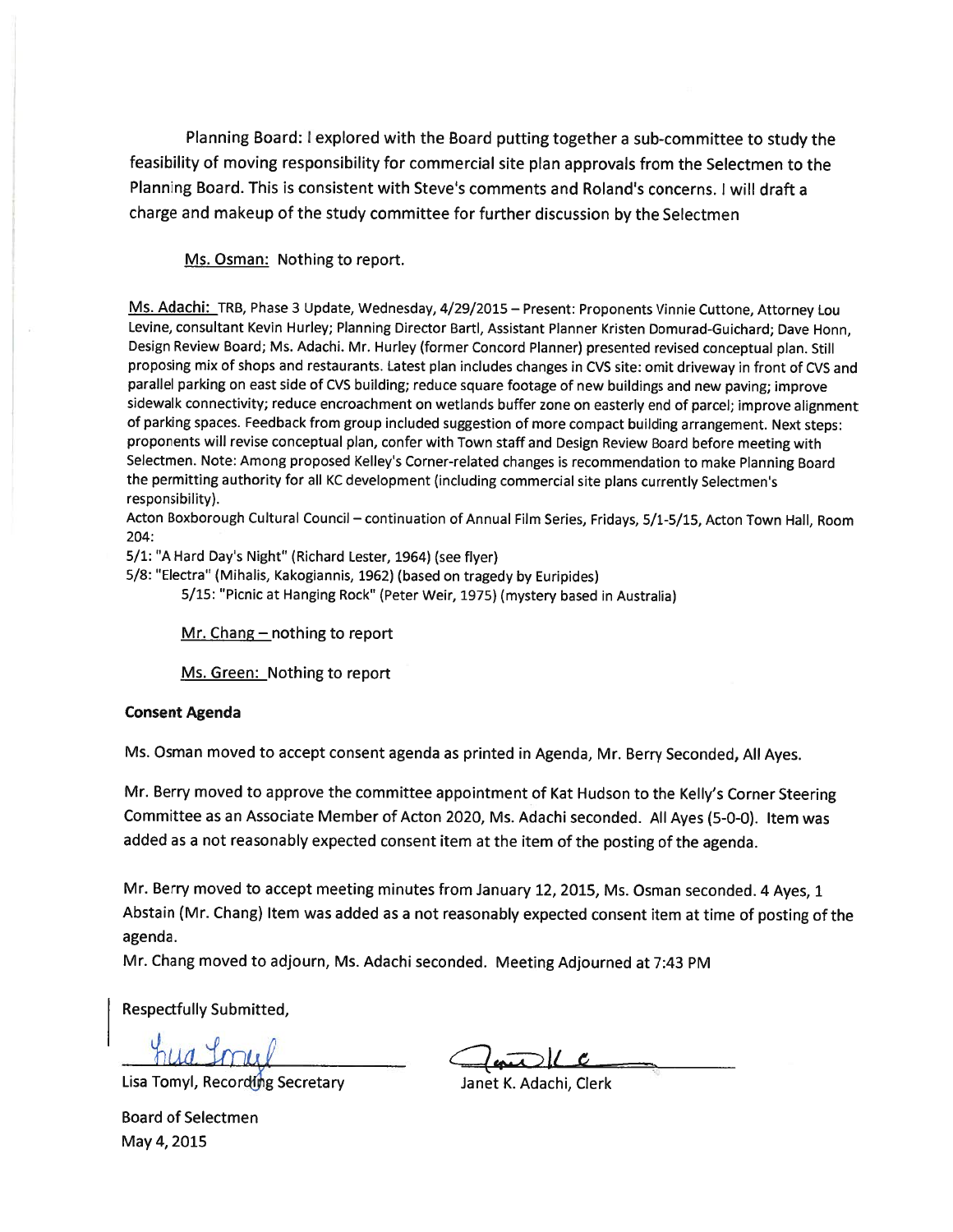Planning Board: I explored with the Board putting together a sub-committee to study the feasibility of moving responsibility for commercial site plan approvals from the Selectmen to the Planning Board. This is consistent with Steve's comments and Roland's concerns. I will draft a charge and makeup of the study committee for further discussion by the Selectmen

Ms. Osman: Nothing to report.

Ms. Adachi: TRB, Phase 3 Update, Wednesday, 4/29/2015 – Present: Proponents Vinnie Cuttone, Attorney Lou Levine, consultant Kevin Hurley; Planning Director Bartl, Assistant Planner Kristen Domurad-Guichard; Dave Honn, Design Review Board; Ms. Adachi. Mr. Hurley (former Concord Planner) presented revised conceptual plan. Still proposing mix of shops and restaurants. Latest plan includes changes in CVS site: omit driveway in front of CVS and parallel parking on east side of CVS building; reduce square footage of new buildings and new paving; improve sidewalk connectivity; reduce encroachment on wetlands buffer zone on easterly end of parcel; improve alignment of parking spaces. Feedback from group included suggestion of more compact building arrangement. Next steps: proponents will revise conceptual plan, confer with Town staff and Design Review Board before meeting with Selectmen. Note: Among proposed Kelley's Corner-related changes is recommendation to make Planning Board the permitting authority for all KC development (including commercial site plans currently Selectmen's responsibility).

Acton Boxborough Cultural Council – continuation of Annual Film Series, Fridays, 5/1-5/15, Acton Town Hall, Room 204:

5/1: "A Hard Day's Night" (Richard Lester, 1964) (see flyer)

5/8: "Electra" (Mihalis, Kakogiannis, 1962) (based on tragedy by Euripides)

5/15: "Picnic at Hanging Rock" (Peter Weir, 1975) (mystery based in Australia)

Mr. Chang – nothing to report

Ms. Green: Nothing to report

**Consent Agenda**

Ms. Osman moved to accept consent agenda as printed in Agenda, Mr. Berry Seconded, All Ayes.

Mr. Berry moved to approve the committee appointment of Kat Hudson to the Kelly's Corner Steering Committee as an Associate Member of Acton 2020, Ms. Adachi seconded. All Ayes (5-0-0). Item was added as a not reasonably expected consent item at the item of the posting of the agenda.

Mr. Berry moved to accept meeting minutes from January 12, 2015, Ms. Osman seconded. 4 Ayes, 1 Abstain (Mr. Chang) Item was added as a not reasonably expected consent item at time of posting of the agenda.

Mr. Chang moved to adjourn, Ms. Adachi seconded. Meeting Adjourned at 7:43 PM

Respectfully Submitted,

Lisa Tomyl, Recording Secretary

Janet K. Adachi, Clerk

Board of Selectmen
May 4, 2015